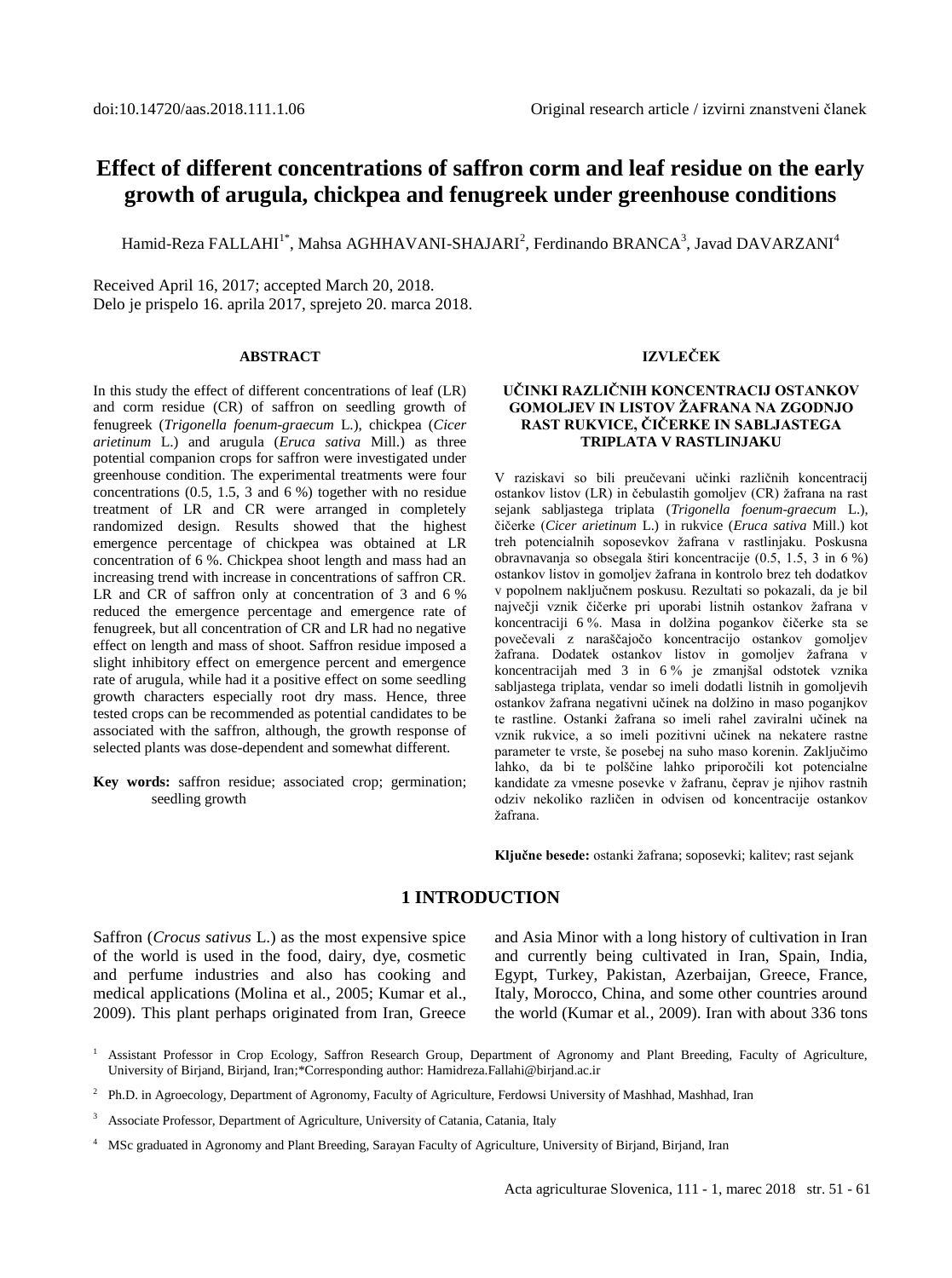doi:10.14720/aas.2018.111.1.06 Original research article / izvirni znanstveni članek

# Effect of different concentrations of saffron corm and leaf residue on the early growth of arugula, chickpea and fenugreek under greenhouse conditions

Hamid-Reza FALLAHI[1*], Mahsa AGHHAVANI-SHAJARI[2], Ferdinando BRANCA[3], Javad DAVARZANI[4]

Received April 16, 2017; accepted March 20, 2018.
Delo je prispelo 16. aprila 2017, sprejeto 20. marca 2018.

## ABSTRACT

In this study the effect of different concentrations of leaf (LR) and corm residue (CR) of saffron on seedling growth of fenugreek (*Trigonella foenum-graecum* L.), chickpea (*Cicer arietinum* L.) and arugula (*Eruca sativa* Mill.) as three potential companion crops for saffron were investigated under greenhouse condition. The experimental treatments were four concentrations (0.5, 1.5, 3 and 6 %) together with no residue treatment of LR and CR were arranged in completely randomized design. Results showed that the highest emergence percentage of chickpea was obtained at LR concentration of 6 %. Chickpea shoot length and mass had an increasing trend with increase in concentrations of saffron CR. LR and CR of saffron only at concentration of 3 and 6 % reduced the emergence percentage and emergence rate of fenugreek, but all concentration of CR and LR had no negative effect on length and mass of shoot. Saffron residue imposed a slight inhibitory effect on emergence percent and emergence rate of arugula, while had it a positive effect on some seedling growth characters especially root dry mass. Hence, three tested crops can be recommended as potential candidates to be associated with the saffron, although, the growth response of selected plants was dose-dependent and somewhat different.

**Key words:** saffron residue; associated crop; germination; seedling growth

## IZVLEČEK

### UČINKI RAZLIČNIH KONCENTRACIJ OSTANKOV GOMOLJEV IN LISTOV ŽAFRANA NA ZGODNJO RAST RUKVICE, ČIČERKE IN SABLJASTEGA TRIPLATA V RASTLINJAKU

V raziskavi so bili preučevani učinki različnih koncentracij ostankov listov (LR) in čebulastih gomoljev (CR) žafrana na rast sejank sabljastega triplata (*Trigonella foenum-graecum* L.), čičerke (*Cicer arietinum* L.) in rukvice (*Eruca sativa* Mill.) kot treh potencialnih soposevkov žafrana v rastlinjaku. Poskusna obravnavanja so obsegala štiri koncentracije (0.5, 1.5, 3 in 6 %) ostankov listov in gomoljev žafrana in kontrolo brez teh dodatkov v popolnem naključnem poskusu. Rezultati so pokazali, da je bil največji vznik čičerke pri uporabi listnih ostankov žafrana v koncentraciji 6 %. Masa in dolžina poganjkov čičerke sta se povečevali z naraščajočo koncentracijo ostankov gomoljev žafrana. Dodatek ostankov listov in gomoljev žafrana v koncentracijah med 3 in 6 % je zmanjšal odstotek vznika sabljastega triplata, vendar so imeli dodatli listnih in gomoljevih ostankov žafrana negativni učinek na dolžino in maso poganjkov te rastline. Ostanki žafrana so imeli rahel zaviralni učinek na vznik rukvice, a so imeli pozitivni učinek na nekatere rastne parameter te vrste, še posebej na suho maso korenin. Zaključimo lahko, da bi te polščine lahko priporočili kot potencialne kandidate za vmesne posevke v žafranu, čeprav je njihov rastnih odziv nekoliko različen in odvisen od koncentracije ostankov žafrana.

**Ključne besede:** ostanki žafrana; soposevki; kalitev; rast sejank

## 1 INTRODUCTION

Saffron (*Crocus sativus* L.) as the most expensive spice of the world is used in the food, dairy, dye, cosmetic and perfume industries and also has cooking and medical applications (Molina et al., 2005; Kumar et al., 2009). This plant perhaps originated from Iran, Greece and Asia Minor with a long history of cultivation in Iran and currently being cultivated in Iran, Spain, India, Egypt, Turkey, Pakistan, Azerbaijan, Greece, France, Italy, Morocco, China, and some other countries around the world (Kumar et al., 2009). Iran with about 336 tons

---

[1] Assistant Professor in Crop Ecology, Saffron Research Group, Department of Agronomy and Plant Breeding, Faculty of Agriculture, University of Birjand, Birjand, Iran;*Corresponding author: Hamidreza.Fallahi@birjand.ac.ir

[2] Ph.D. in Agroecology, Department of Agronomy, Faculty of Agriculture, Ferdowsi University of Mashhad, Mashhad, Iran

[3] Associate Professor, Department of Agriculture, University of Catania, Catania, Italy

[4] MSc graduated in Agronomy and Plant Breeding, Sarayan Faculty of Agriculture, University of Birjand, Birjand, Iran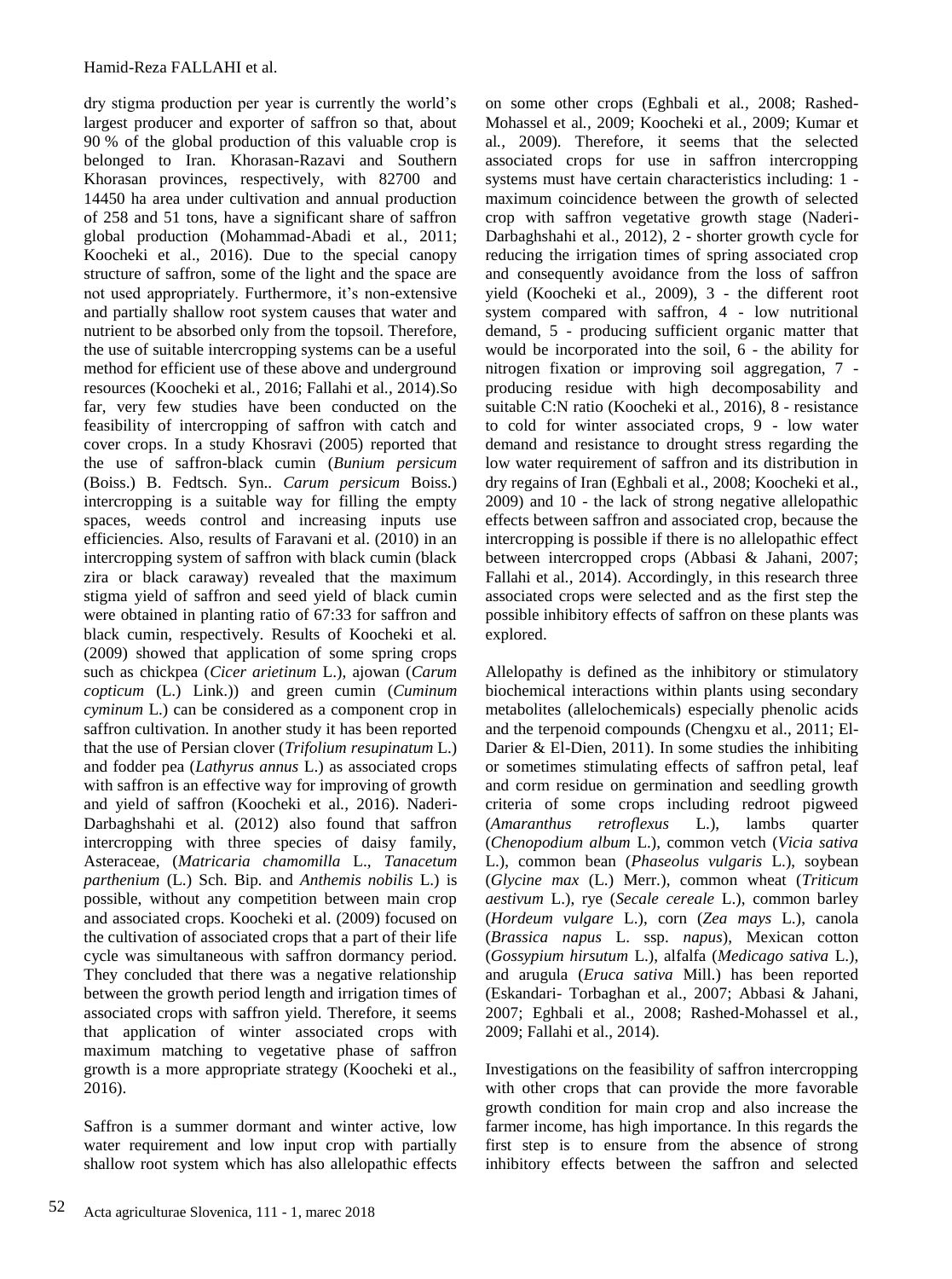dry stigma production per year is currently the world's largest producer and exporter of saffron so that, about 90 % of the global production of this valuable crop is belonged to Iran. Khorasan-Razavi and Southern Khorasan provinces, respectively, with 82700 and 14450 ha area under cultivation and annual production of 258 and 51 tons, have a significant share of saffron global production (Mohammad-Abadi et al*.*, 2011; Koocheki et al., 2016). Due to the special canopy structure of saffron, some of the light and the space are not used appropriately. Furthermore, it's non-extensive and partially shallow root system causes that water and nutrient to be absorbed only from the topsoil. Therefore, the use of suitable intercropping systems can be a useful method for efficient use of these above and underground resources (Koocheki et al*.*, 2016; Fallahi et al*.*, 2014).So far, very few studies have been conducted on the feasibility of intercropping of saffron with catch and cover crops. In a study Khosravi (2005) reported that the use of saffron-black cumin (*Bunium persicum* (Boiss.) B. Fedtsch. Syn.. *Carum persicum* Boiss.) intercropping is a suitable way for filling the empty spaces, weeds control and increasing inputs use efficiencies. Also, results of Faravani et al. (2010) in an intercropping system of saffron with black cumin (black zira or black caraway) revealed that the maximum stigma yield of saffron and seed yield of black cumin were obtained in planting ratio of 67:33 for saffron and black cumin, respectively. Results of Koocheki et al*.* (2009) showed that application of some spring crops such as chickpea (*Cicer arietinum* L.), ajowan (*Carum copticum* (L.) Link.)) and green cumin (*Cuminum cyminum* L.) can be considered as a component crop in saffron cultivation. In another study it has been reported that the use of Persian clover (*Trifolium resupinatum* L.) and fodder pea (*Lathyrus annus* L.) as associated crops with saffron is an effective way for improving of growth and yield of saffron (Koocheki et al*.*, 2016). Naderi-Darbaghshahi et al. (2012) also found that saffron intercropping with three species of daisy family, Asteraceae, (*Matricaria chamomilla* L., *Tanacetum parthenium* (L.) Sch. Bip. and *Anthemis nobilis* L.) is possible, without any competition between main crop and associated crops. Koocheki et al. (2009) focused on the cultivation of associated crops that a part of their life cycle was simultaneous with saffron dormancy period. They concluded that there was a negative relationship between the growth period length and irrigation times of associated crops with saffron yield. Therefore, it seems that application of winter associated crops with maximum matching to vegetative phase of saffron growth is a more appropriate strategy (Koocheki et al., 2016).

Saffron is a summer dormant and winter active, low water requirement and low input crop with partially shallow root system which has also allelopathic effects on some other crops (Eghbali et al*.*, 2008; Rashed-Mohassel et al*.*, 2009; Koocheki et al*.*, 2009; Kumar et al*.*, 2009). Therefore, it seems that the selected associated crops for use in saffron intercropping systems must have certain characteristics including: 1 - maximum coincidence between the growth of selected crop with saffron vegetative growth stage (Naderi-Darbaghshahi et al., 2012), 2 - shorter growth cycle for reducing the irrigation times of spring associated crop and consequently avoidance from the loss of saffron yield (Koocheki et al., 2009), 3 - the different root system compared with saffron, 4 - low nutritional demand, 5 - producing sufficient organic matter that would be incorporated into the soil, 6 - the ability for nitrogen fixation or improving soil aggregation, 7 - producing residue with high decomposability and suitable C:N ratio (Koocheki et al*.*, 2016), 8 - resistance to cold for winter associated crops, 9 - low water demand and resistance to drought stress regarding the low water requirement of saffron and its distribution in dry regains of Iran (Eghbali et al., 2008; Koocheki et al., 2009) and 10 - the lack of strong negative allelopathic effects between saffron and associated crop, because the intercropping is possible if there is no allelopathic effect between intercropped crops (Abbasi & Jahani, 2007; Fallahi et al., 2014). Accordingly, in this research three associated crops were selected and as the first step the possible inhibitory effects of saffron on these plants was explored.

Allelopathy is defined as the inhibitory or stimulatory biochemical interactions within plants using secondary metabolites (allelochemicals) especially phenolic acids and the terpenoid compounds (Chengxu et al., 2011; El-Darier & El-Dien, 2011). In some studies the inhibiting or sometimes stimulating effects of saffron petal, leaf and corm residue on germination and seedling growth criteria of some crops including redroot pigweed (*Amaranthus retroflexus* L.), lambs quarter (*Chenopodium album* L.), common vetch (*Vicia sativa* L.), common bean (*Phaseolus vulgaris* L.), soybean (*Glycine max* (L.) Merr.), common wheat (*Triticum aestivum* L.), rye (*Secale cereale* L.), common barley (*Hordeum vulgare* L.), corn (*Zea mays* L.), canola (*Brassica napus* L. ssp. *napus*), Mexican cotton (*Gossypium hirsutum* L.), alfalfa (*Medicago sativa* L.), and arugula (*Eruca sativa* Mill.) has been reported (Eskandari- Torbaghan et al., 2007; Abbasi & Jahani, 2007; Eghbali et al., 2008; Rashed-Mohassel et al., 2009; Fallahi et al., 2014).

Investigations on the feasibility of saffron intercropping with other crops that can provide the more favorable growth condition for main crop and also increase the farmer income, has high importance. In this regards the first step is to ensure from the absence of strong inhibitory effects between the saffron and selected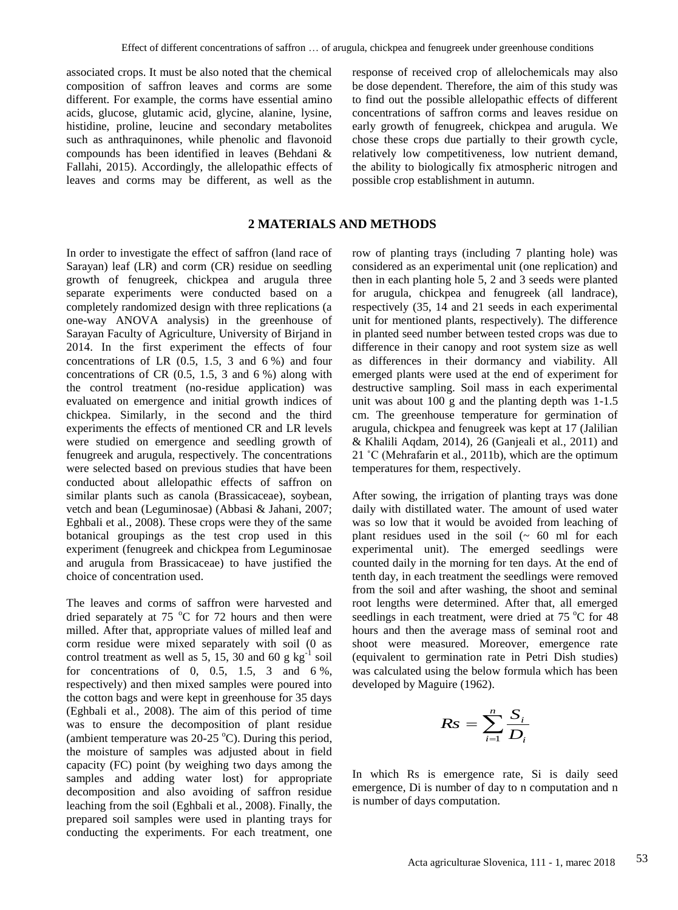associated crops. It must be also noted that the chemical composition of saffron leaves and corms are some different. For example, the corms have essential amino acids, glucose, glutamic acid, glycine, alanine, lysine, histidine, proline, leucine and secondary metabolites such as anthraquinones, while phenolic and flavonoid compounds has been identified in leaves (Behdani & Fallahi, 2015). Accordingly, the allelopathic effects of leaves and corms may be different, as well as the response of received crop of allelochemicals may also be dose dependent. Therefore, the aim of this study was to find out the possible allelopathic effects of different concentrations of saffron corms and leaves residue on early growth of fenugreek, chickpea and arugula. We chose these crops due partially to their growth cycle, relatively low competitiveness, low nutrient demand, the ability to biologically fix atmospheric nitrogen and possible crop establishment in autumn.

## 2 MATERIALS AND METHODS

In order to investigate the effect of saffron (land race of Sarayan) leaf (LR) and corm (CR) residue on seedling growth of fenugreek, chickpea and arugula three separate experiments were conducted based on a completely randomized design with three replications (a one-way ANOVA analysis) in the greenhouse of Sarayan Faculty of Agriculture, University of Birjand in 2014. In the first experiment the effects of four concentrations of LR (0.5, 1.5, 3 and 6 %) and four concentrations of CR (0.5, 1.5, 3 and 6 %) along with the control treatment (no-residue application) was evaluated on emergence and initial growth indices of chickpea. Similarly, in the second and the third experiments the effects of mentioned CR and LR levels were studied on emergence and seedling growth of fenugreek and arugula, respectively. The concentrations were selected based on previous studies that have been conducted about allelopathic effects of saffron on similar plants such as canola (Brassicaceae), soybean, vetch and bean (Leguminosae) (Abbasi & Jahani, 2007; Eghbali et al., 2008). These crops were they of the same botanical groupings as the test crop used in this experiment (fenugreek and chickpea from Leguminosae and arugula from Brassicaceae) to have justified the choice of concentration used.

The leaves and corms of saffron were harvested and dried separately at 75 $^{o}$C for 72 hours and then were milled. After that, appropriate values of milled leaf and corm residue were mixed separately with soil (0 as control treatment as well as 5, 15, 30 and 60 g kg$^{-1}$ soil for concentrations of 0, 0.5, 1.5, 3 and 6 %, respectively) and then mixed samples were poured into the cotton bags and were kept in greenhouse for 35 days (Eghbali et al., 2008). The aim of this period of time was to ensure the decomposition of plant residue (ambient temperature was 20-25 $^{o}$C). During this period, the moisture of samples was adjusted about in field capacity (FC) point (by weighing two days among the samples and adding water lost) for appropriate decomposition and also avoiding of saffron residue leaching from the soil (Eghbali et al*.*, 2008). Finally, the prepared soil samples were used in planting trays for conducting the experiments. For each treatment, one row of planting trays (including 7 planting hole) was considered as an experimental unit (one replication) and then in each planting hole 5, 2 and 3 seeds were planted for arugula, chickpea and fenugreek (all landrace), respectively (35, 14 and 21 seeds in each experimental unit for mentioned plants, respectively). The difference in planted seed number between tested crops was due to difference in their canopy and root system size as well as differences in their dormancy and viability. All emerged plants were used at the end of experiment for destructive sampling. Soil mass in each experimental unit was about 100 g and the planting depth was 1-1.5 cm. The greenhouse temperature for germination of arugula, chickpea and fenugreek was kept at 17 (Jalilian & Khalili Aqdam, 2014), 26 (Ganjeali et al., 2011) and 21 ˚C (Mehrafarin et al*.*, 2011b), which are the optimum temperatures for them, respectively.

After sowing, the irrigation of planting trays was done daily with distilled water. The amount of used water was so low that it would be avoided from leaching of plant residues used in the soil (~ 60 ml for each experimental unit). The emerged seedlings were counted daily in the morning for ten days. At the end of tenth day, in each treatment the seedlings were removed from the soil and after washing, the shoot and seminal root lengths were determined. After that, all emerged seedlings in each treatment, were dried at 75 $^{o}$C for 48 hours and then the average mass of seminal root and shoot were measured. Moreover, emergence rate (equivalent to germination rate in Petri Dish studies) was calculated using the below formula which has been developed by Maguire (1962).

$$Rs = \sum_{i=1}^{n} \frac{S_i}{D_i}$$

In which Rs is emergence rate, Si is daily seed emergence, Di is number of day to n computation and n is number of days computation.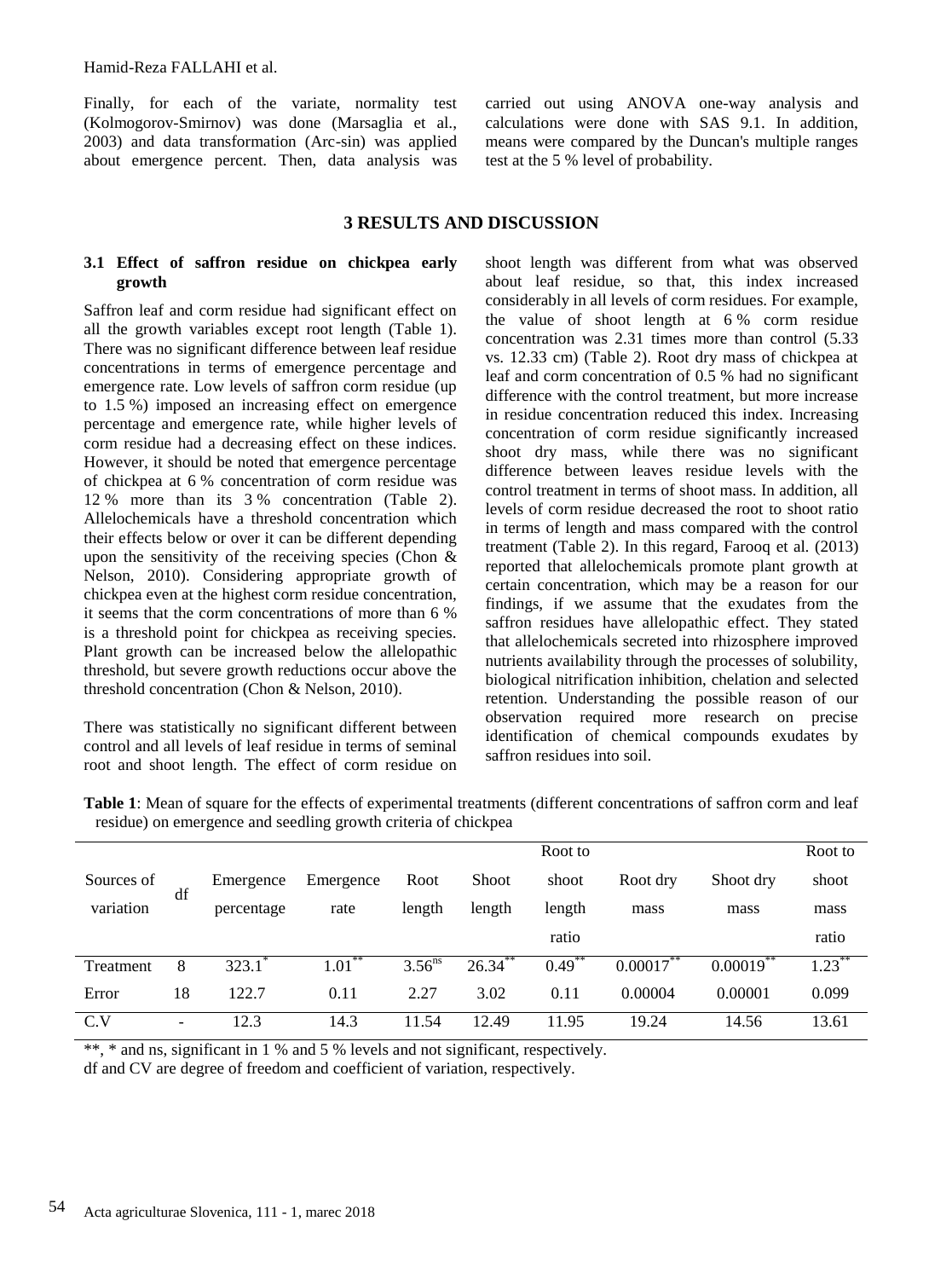Finally, for each of the variate, normality test (Kolmogorov-Smirnov) was done (Marsaglia et al., 2003) and data transformation (Arc-sin) was applied about emergence percent. Then, data analysis was carried out using ANOVA one-way analysis and calculations were done with SAS 9.1. In addition, means were compared by the Duncan's multiple ranges test at the 5 % level of probability.

## 3 RESULTS AND DISCUSSION

### 3.1 Effect of saffron residue on chickpea early growth

Saffron leaf and corm residue had significant effect on all the growth variables except root length (Table 1). There was no significant difference between leaf residue concentrations in terms of emergence percentage and emergence rate. Low levels of saffron corm residue (up to 1.5 %) imposed an increasing effect on emergence percentage and emergence rate, while higher levels of corm residue had a decreasing effect on these indices. However, it should be noted that emergence percentage of chickpea at 6 % concentration of corm residue was 12 % more than its 3 % concentration (Table 2). Allelochemicals have a threshold concentration which their effects below or over it can be different depending upon the sensitivity of the receiving species (Chon & Nelson, 2010). Considering appropriate growth of chickpea even at the highest corm residue concentration, it seems that the corm concentrations of more than 6 % is a threshold point for chickpea as receiving species. Plant growth can be increased below the allelopathic threshold, but severe growth reductions occur above the threshold concentration (Chon & Nelson, 2010).

There was statistically no significant different between control and all levels of leaf residue in terms of seminal root and shoot length. The effect of corm residue on shoot length was different from what was observed about leaf residue, so that, this index increased considerably in all levels of corm residues. For example, the value of shoot length at 6 % corm residue concentration was 2.31 times more than control (5.33 vs. 12.33 cm) (Table 2). Root dry mass of chickpea at leaf and corm concentration of 0.5 % had no significant difference with the control treatment, but more increase in residue concentration reduced this index. Increasing concentration of corm residue significantly increased shoot dry mass, while there was no significant difference between leaves residue levels with the control treatment in terms of shoot mass. In addition, all levels of corm residue decreased the root to shoot ratio in terms of length and mass compared with the control treatment (Table 2). In this regard, Farooq et al. (2013) reported that allelochemicals promote plant growth at certain concentration, which may be a reason for our findings, if we assume that the exudates from the saffron residues have allelopathic effect. They stated that allelochemicals secreted into rhizosphere improved nutrients availability through the processes of solubility, biological nitrification inhibition, chelation and selected retention. Understanding the possible reason of our observation required more research on precise identification of chemical compounds exudates by saffron residues into soil.

**Table 1**: Mean of square for the effects of experimental treatments (different concentrations of saffron corm and leaf residue) on emergence and seedling growth criteria of chickpea

| Sources of variation | df | Emergence percentage | Emergence rate | Root length | Shoot length | Root to shoot length ratio | Root dry mass | Shoot dry mass | Root to shoot mass ratio |
|---|---|---|---|---|---|---|---|---|---|
| Treatment | 8 | 323.1* | 1.01** | 3.56ns | 26.34** | 0.49** | 0.00017** | 0.00019** | 1.23** |
| Error | 18 | 122.7 | 0.11 | 2.27 | 3.02 | 0.11 | 0.00004 | 0.00001 | 0.099 |
| C.V | - | 12.3 | 14.3 | 11.54 | 12.49 | 11.95 | 19.24 | 14.56 | 13.61 |

**, * and ns, significant in 1 % and 5 % levels and not significant, respectively.
df and CV are degree of freedom and coefficient of variation, respectively.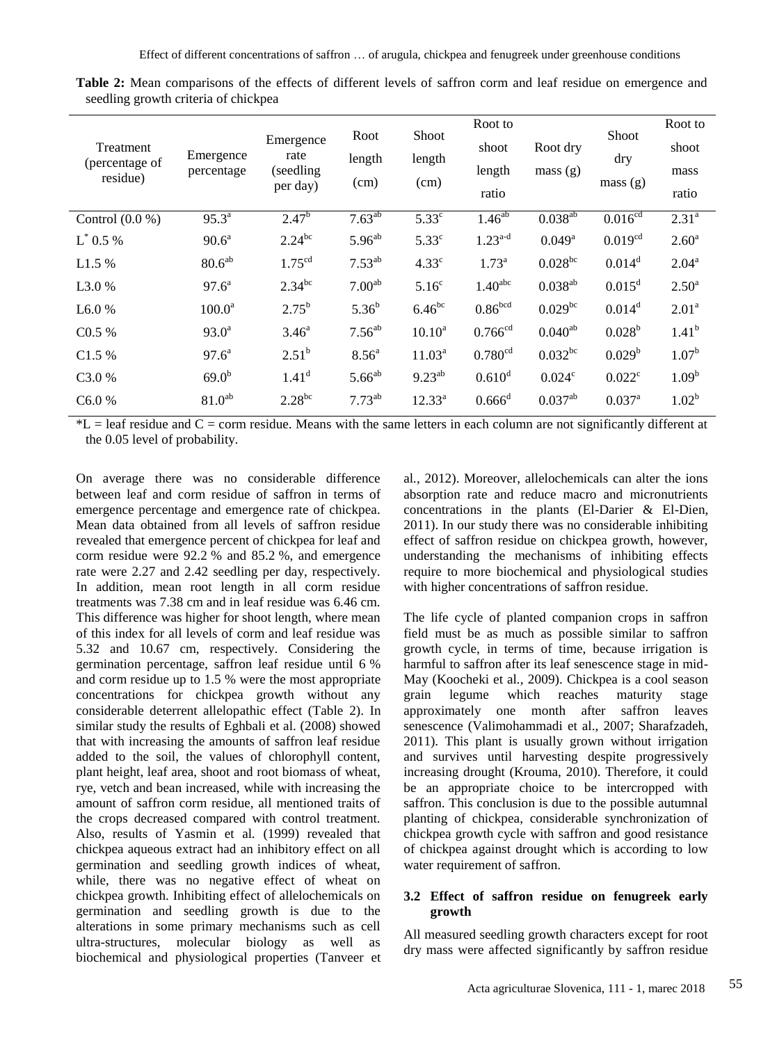**Table 2:** Mean comparisons of the effects of different levels of saffron corm and leaf residue on emergence and seedling growth criteria of chickpea

| Treatment (percentage of residue) | Emergence percentage | Emergence rate (seedling per day) | Root length (cm) | Shoot length (cm) | Root to shoot length ratio | Root dry mass (g) | Shoot dry mass (g) | Root to shoot mass ratio |
|---|---|---|---|---|---|---|---|---|
| Control (0.0 %) | $95.3^{a}$ | $2.47^{b}$ | $7.63^{ab}$ | $5.33^{c}$ | $1.46^{ab}$ | $0.038^{ab}$ | $0.016^{cd}$ | $2.31^{a}$ |
| L* 0.5 % | $90.6^{a}$ | $2.24^{bc}$ | $5.96^{ab}$ | $5.33^{c}$ | $1.23^{a\text{-}d}$ | $0.049^{a}$ | $0.019^{cd}$ | $2.60^{a}$ |
| L1.5 % | $80.6^{ab}$ | $1.75^{cd}$ | $7.53^{ab}$ | $4.33^{c}$ | $1.73^{a}$ | $0.028^{bc}$ | $0.014^{d}$ | $2.04^{a}$ |
| L3.0 % | $97.6^{a}$ | $2.34^{bc}$ | $7.00^{ab}$ | $5.16^{c}$ | $1.40^{abc}$ | $0.038^{ab}$ | $0.015^{d}$ | $2.50^{a}$ |
| L6.0 % | $100.0^{a}$ | $2.75^{b}$ | $5.36^{b}$ | $6.46^{bc}$ | $0.86^{bcd}$ | $0.029^{bc}$ | $0.014^{d}$ | $2.01^{a}$ |
| C0.5 % | $93.0^{a}$ | $3.46^{a}$ | $7.56^{ab}$ | $10.10^{a}$ | $0.766^{cd}$ | $0.040^{ab}$ | $0.028^{b}$ | $1.41^{b}$ |
| C1.5 % | $97.6^{a}$ | $2.51^{b}$ | $8.56^{a}$ | $11.03^{a}$ | $0.780^{cd}$ | $0.032^{bc}$ | $0.029^{b}$ | $1.07^{b}$ |
| C3.0 % | $69.0^{b}$ | $1.41^{d}$ | $5.66^{ab}$ | $9.23^{ab}$ | $0.610^{d}$ | $0.024^{c}$ | $0.022^{c}$ | $1.09^{b}$ |
| C6.0 % | $81.0^{ab}$ | $2.28^{bc}$ | $7.73^{ab}$ | $12.33^{a}$ | $0.666^{d}$ | $0.037^{ab}$ | $0.037^{a}$ | $1.02^{b}$ |

*L = leaf residue and C = corm residue. Means with the same letters in each column are not significantly different at the 0.05 level of probability.

On average there was no considerable difference between leaf and corm residue of saffron in terms of emergence percentage and emergence rate of chickpea. Mean data obtained from all levels of saffron residue revealed that emergence percent of chickpea for leaf and corm residue were 92.2 % and 85.2 %, and emergence rate were 2.27 and 2.42 seedling per day, respectively. In addition, mean root length in all corm residue treatments was 7.38 cm and in leaf residue was 6.46 cm. This difference was higher for shoot length, where mean of this index for all levels of corm and leaf residue was 5.32 and 10.67 cm, respectively. Considering the germination percentage, saffron leaf residue until 6 % and corm residue up to 1.5 % were the most appropriate concentrations for chickpea growth without any considerable deterrent allelopathic effect (Table 2). In similar study the results of Eghbali et al. (2008) showed that with increasing the amounts of saffron leaf residue added to the soil, the values of chlorophyll content, plant height, leaf area, shoot and root biomass of wheat, rye, vetch and bean increased, while with increasing the amount of saffron corm residue, all mentioned traits of the crops decreased compared with control treatment. Also, results of Yasmin et al. (1999) revealed that chickpea aqueous extract had an inhibitory effect on all germination and seedling growth indices of wheat, while, there was no negative effect of wheat on chickpea growth. Inhibiting effect of allelochemicals on germination and seedling growth is due to the alterations in some primary mechanisms such as cell ultra-structures, molecular biology as well as biochemical and physiological properties (Tanveer et al., 2012). Moreover, allelochemicals can alter the ions absorption rate and reduce macro and micronutrients concentrations in the plants (El-Darier & El-Dien, 2011). In our study there was no considerable inhibiting effect of saffron residue on chickpea growth, however, understanding the mechanisms of inhibiting effects require to more biochemical and physiological studies with higher concentrations of saffron residue.

The life cycle of planted companion crops in saffron field must be as much as possible similar to saffron growth cycle, in terms of time, because irrigation is harmful to saffron after its leaf senescence stage in mid-May (Koocheki et al., 2009). Chickpea is a cool season grain legume which reaches maturity stage approximately one month after saffron leaves senescence (Valimohammadi et al., 2007; Sharafzadeh, 2011). This plant is usually grown without irrigation and survives until harvesting despite progressively increasing drought (Krouma, 2010). Therefore, it could be an appropriate choice to be intercropped with saffron. This conclusion is due to the possible autumnal planting of chickpea, considerable synchronization of chickpea growth cycle with saffron and good resistance of chickpea against drought which is according to low water requirement of saffron.

### 3.2 Effect of saffron residue on fenugreek early growth

All measured seedling growth characters except for root dry mass were affected significantly by saffron residue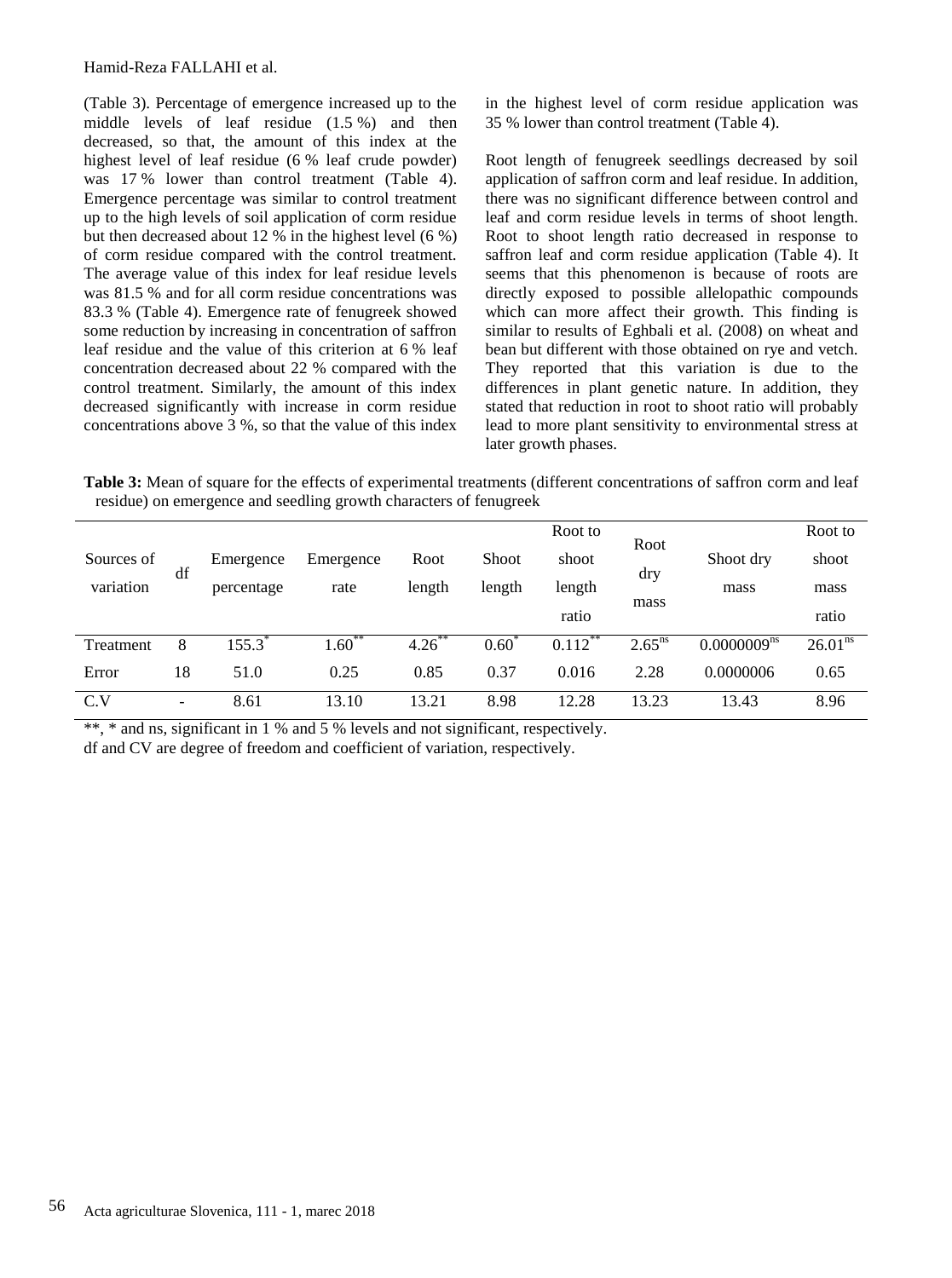(Table 3). Percentage of emergence increased up to the middle levels of leaf residue (1.5 %) and then decreased, so that, the amount of this index at the highest level of leaf residue (6 % leaf crude powder) was 17 % lower than control treatment (Table 4). Emergence percentage was similar to control treatment up to the high levels of soil application of corm residue but then decreased about 12 % in the highest level (6 %) of corm residue compared with the control treatment. The average value of this index for leaf residue levels was 81.5 % and for all corm residue concentrations was 83.3 % (Table 4). Emergence rate of fenugreek showed some reduction by increasing in concentration of saffron leaf residue and the value of this criterion at 6 % leaf concentration decreased about 22 % compared with the control treatment. Similarly, the amount of this index decreased significantly with increase in corm residue concentrations above 3 %, so that the value of this index in the highest level of corm residue application was 35 % lower than control treatment (Table 4).

Root length of fenugreek seedlings decreased by soil application of saffron corm and leaf residue. In addition, there was no significant difference between control and leaf and corm residue levels in terms of shoot length. Root to shoot length ratio decreased in response to saffron leaf and corm residue application (Table 4). It seems that this phenomenon is because of roots are directly exposed to possible allelopathic compounds which can more affect their growth. This finding is similar to results of Eghbali et al. (2008) on wheat and bean but different with those obtained on rye and vetch. They reported that this variation is due to the differences in plant genetic nature. In addition, they stated that reduction in root to shoot ratio will probably lead to more plant sensitivity to environmental stress at later growth phases.

**Table 3:** Mean of square for the effects of experimental treatments (different concentrations of saffron corm and leaf residue) on emergence and seedling growth characters of fenugreek

| Sources of variation | df | Emergence percentage | Emergence rate | Root length | Shoot length | Root to shoot length ratio | Root dry mass | Shoot dry mass | Root to shoot mass ratio |
|---|---|---|---|---|---|---|---|---|---|
| Treatment | 8 | 155.3* | 1.60** | 4.26** | 0.60* | 0.112** | 2.65ns | 0.0000009ns | 26.01ns |
| Error | 18 | 51.0 | 0.25 | 0.85 | 0.37 | 0.016 | 2.28 | 0.0000006 | 0.65 |
| C.V | - | 8.61 | 13.10 | 13.21 | 8.98 | 12.28 | 13.23 | 13.43 | 8.96 |

**, * and ns, significant in 1 % and 5 % levels and not significant, respectively.
df and CV are degree of freedom and coefficient of variation, respectively.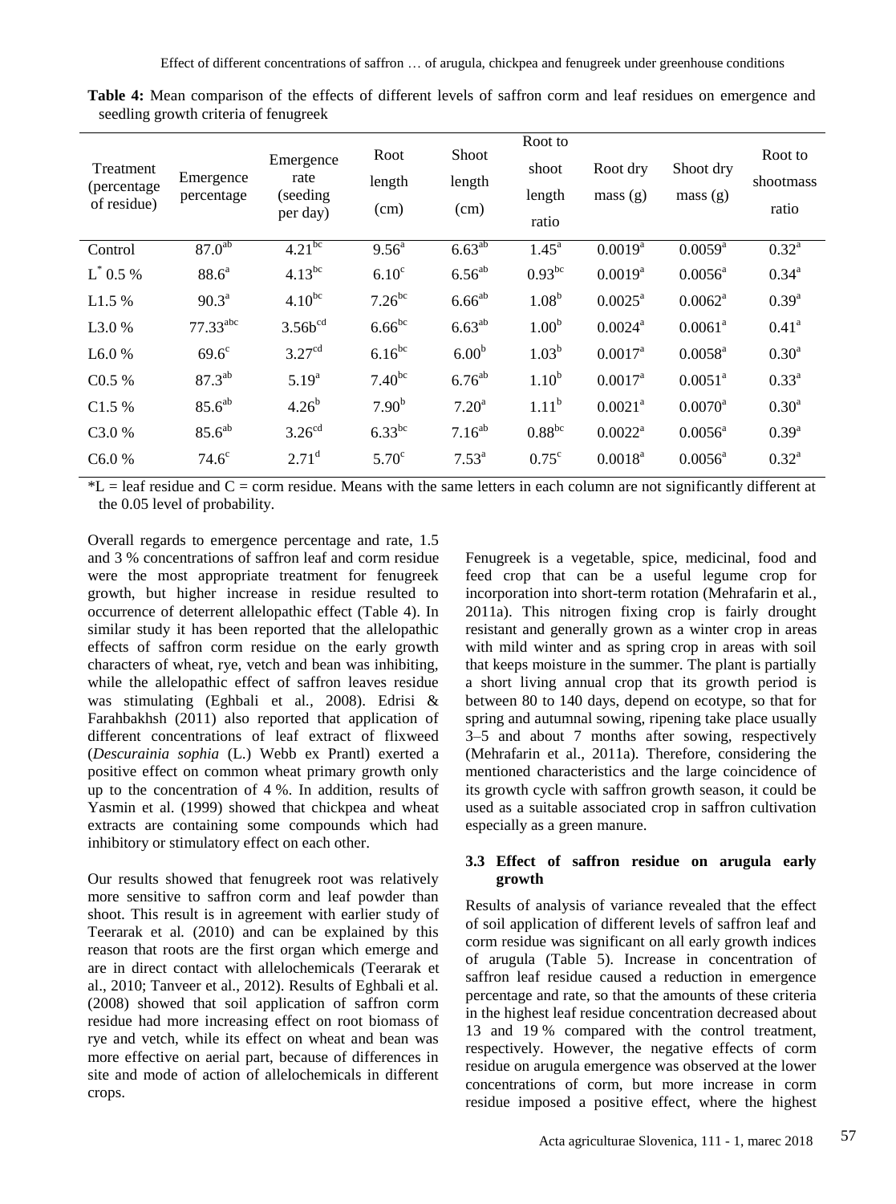**Table 4:** Mean comparison of the effects of different levels of saffron corm and leaf residues on emergence and seedling growth criteria of fenugreek

| Treatment (percentage of residue) | Emergence percentage | Emergence rate (seeding per day) | Root length (cm) | Shoot length (cm) | Root to shoot length ratio | Root dry mass (g) | Shoot dry mass (g) | Root to shootmass ratio |
|---|---|---|---|---|---|---|---|---|
| Control | 87.0[ab] | 4.21[bc] | 9.56[a] | 6.63[ab] | 1.45[a] | 0.0019[a] | 0.0059[a] | 0.32[a] |
| L[*] 0.5 % | 88.6[a] | 4.13[bc] | 6.10[c] | 6.56[ab] | 0.93[bc] | 0.0019[a] | 0.0056[a] | 0.34[a] |
| L1.5 % | 90.3[a] | 4.10[bc] | 7.26[bc] | 6.66[ab] | 1.08[b] | 0.0025[a] | 0.0062[a] | 0.39[a] |
| L3.0 % | 77.33[abc] | 3.56b[cd] | 6.66[bc] | 6.63[ab] | 1.00[b] | 0.0024[a] | 0.0061[a] | 0.41[a] |
| L6.0 % | 69.6[c] | 3.27[cd] | 6.16[bc] | 6.00[b] | 1.03[b] | 0.0017[a] | 0.0058[a] | 0.30[a] |
| C0.5 % | 87.3[ab] | 5.19[a] | 7.40[bc] | 6.76[ab] | 1.10[b] | 0.0017[a] | 0.0051[a] | 0.33[a] |
| C1.5 % | 85.6[ab] | 4.26[b] | 7.90[b] | 7.20[a] | 1.11[b] | 0.0021[a] | 0.0070[a] | 0.30[a] |
| C3.0 % | 85.6[ab] | 3.26[cd] | 6.33[bc] | 7.16[ab] | 0.88[bc] | 0.0022[a] | 0.0056[a] | 0.39[a] |
| C6.0 % | 74.6[c] | 2.71[d] | 5.70[c] | 7.53[a] | 0.75[c] | 0.0018[a] | 0.0056[a] | 0.32[a] |

*L = leaf residue and C = corm residue. Means with the same letters in each column are not significantly different at the 0.05 level of probability.

Overall regards to emergence percentage and rate, 1.5 and 3 % concentrations of saffron leaf and corm residue were the most appropriate treatment for fenugreek growth, but higher increase in residue resulted to occurrence of deterrent allelopathic effect (Table 4). In similar study it has been reported that the allelopathic effects of saffron corm residue on the early growth characters of wheat, rye, vetch and bean was inhibiting, while the allelopathic effect of saffron leaves residue was stimulating (Eghbali et al*.,* 2008). Edrisi & Farahbakhsh (2011) also reported that application of different concentrations of leaf extract of flixweed (*Descurainia sophia* (L.) Webb ex Prantl) exerted a positive effect on common wheat primary growth only up to the concentration of 4 %. In addition, results of Yasmin et al. (1999) showed that chickpea and wheat extracts are containing some compounds which had inhibitory or stimulatory effect on each other.

Our results showed that fenugreek root was relatively more sensitive to saffron corm and leaf powder than shoot. This result is in agreement with earlier study of Teerarak et al*.* (2010) and can be explained by this reason that roots are the first organ which emerge and are in direct contact with allelochemicals (Teerarak et al., 2010; Tanveer et al., 2012). Results of Eghbali et al*.* (2008) showed that soil application of saffron corm residue had more increasing effect on root biomass of rye and vetch, while its effect on wheat and bean was more effective on aerial part, because of differences in site and mode of action of allelochemicals in different crops.

Fenugreek is a vegetable, spice, medicinal, food and feed crop that can be a useful legume crop for incorporation into short-term rotation (Mehrafarin et al*.*, 2011a). This nitrogen fixing crop is fairly drought resistant and generally grown as a winter crop in areas with mild winter and as spring crop in areas with soil that keeps moisture in the summer. The plant is partially a short living annual crop that its growth period is between 80 to 140 days, depend on ecotype, so that for spring and autumnal sowing, ripening take place usually 3–5 and about 7 months after sowing, respectively (Mehrafarin et al., 2011a). Therefore, considering the mentioned characteristics and the large coincidence of its growth cycle with saffron growth season, it could be used as a suitable associated crop in saffron cultivation especially as a green manure.

### 3.3 Effect of saffron residue on arugula early growth

Results of analysis of variance revealed that the effect of soil application of different levels of saffron leaf and corm residue was significant on all early growth indices of arugula (Table 5). Increase in concentration of saffron leaf residue caused a reduction in emergence percentage and rate, so that the amounts of these criteria in the highest leaf residue concentration decreased about 13 and 19 % compared with the control treatment, respectively. However, the negative effects of corm residue on arugula emergence was observed at the lower concentrations of corm, but more increase in corm residue imposed a positive effect, where the highest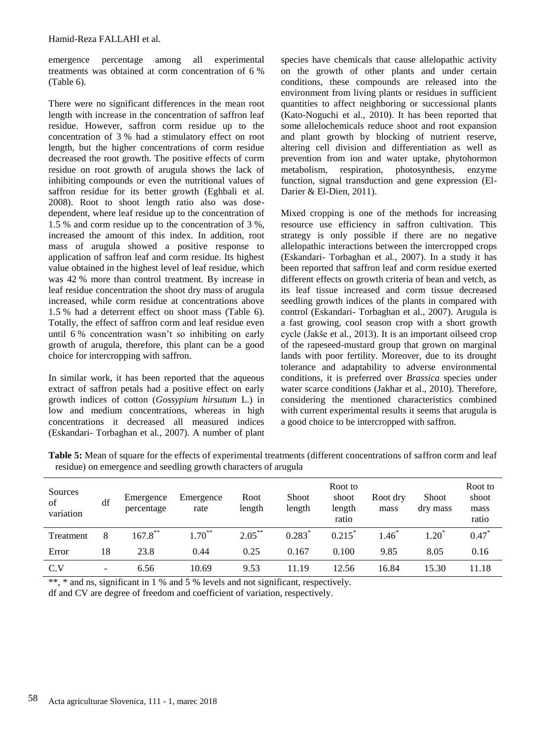emergence percentage among all experimental treatments was obtained at corm concentration of 6 % (Table 6).

There were no significant differences in the mean root length with increase in the concentration of saffron leaf residue. However, saffron corm residue up to the concentration of 3 % had a stimulatory effect on root length, but the higher concentrations of corm residue decreased the root growth. The positive effects of corm residue on root growth of arugula shows the lack of inhibiting compounds or even the nutritional values of saffron residue for its better growth (Eghbali et al. 2008). Root to shoot length ratio also was dose-dependent, where leaf residue up to the concentration of 1.5 % and corm residue up to the concentration of 3 %, increased the amount of this index. In addition, root mass of arugula showed a positive response to application of saffron leaf and corm residue. Its highest value obtained in the highest level of leaf residue, which was 42 % more than control treatment. By increase in leaf residue concentration the shoot dry mass of arugula increased, while corm residue at concentrations above 1.5 % had a deterrent effect on shoot mass (Table 6). Totally, the effect of saffron corm and leaf residue even until 6 % concentration wasn't so inhibiting on early growth of arugula, therefore, this plant can be a good choice for intercropping with saffron.

In similar work, it has been reported that the aqueous extract of saffron petals had a positive effect on early growth indices of cotton (*Gossypium hirsutum* L.) in low and medium concentrations, whereas in high concentrations it decreased all measured indices (Eskandari- Torbaghan et al*.*, 2007). A number of plant species have chemicals that cause allelopathic activity on the growth of other plants and under certain conditions, these compounds are released into the environment from living plants or residues in sufficient quantities to affect neighboring or successional plants (Kato-Noguchi et al., 2010). It has been reported that some allelochemicals reduce shoot and root expansion and plant growth by blocking of nutrient reserve, altering cell division and differentiation as well as prevention from ion and water uptake, phytohormon metabolism, respiration, photosynthesis, enzyme function, signal transduction and gene expression (El-Darier & El-Dien, 2011).

Mixed cropping is one of the methods for increasing resource use efficiency in saffron cultivation. This strategy is only possible if there are no negative allelopathic interactions between the intercropped crops (Eskandari- Torbaghan et al*.*, 2007). In a study it has been reported that saffron leaf and corm residue exerted different effects on growth criteria of bean and vetch, as its leaf tissue increased and corm tissue decreased seedling growth indices of the plants in compared with control (Eskandari- Torbaghan et al*.*, 2007). Arugula is a fast growing, cool season crop with a short growth cycle (Jakše et al*.*, 2013). It is an important oilseed crop of the rapeseed-mustard group that grown on marginal lands with poor fertility. Moreover, due to its drought tolerance and adaptability to adverse environmental conditions, it is preferred over *Brassica* species under water scarce conditions (Jakhar et al., 2010). Therefore, considering the mentioned characteristics combined with current experimental results it seems that arugula is a good choice to be intercropped with saffron.

**Table 5:** Mean of square for the effects of experimental treatments (different concentrations of saffron corm and leaf residue) on emergence and seedling growth characters of arugula

| Sources of variation | df | Emergence percentage | Emergence rate | Root length | Shoot length | Root to shoot length ratio | Root dry mass | Shoot dry mass | Root to shoot mass ratio |
|---|---|---|---|---|---|---|---|---|---|
| Treatment | 8 | 167.8** | 1.70** | 2.05** | 0.283* | 0.215* | 1.46* | 1.20* | 0.47* |
| Error | 18 | 23.8 | 0.44 | 0.25 | 0.167 | 0.100 | 9.85 | 8.05 | 0.16 |
| C.V | - | 6.56 | 10.69 | 9.53 | 11.19 | 12.56 | 16.84 | 15.30 | 11.18 |

**, * and ns, significant in 1 % and 5 % levels and not significant, respectively.

df and CV are degree of freedom and coefficient of variation, respectively.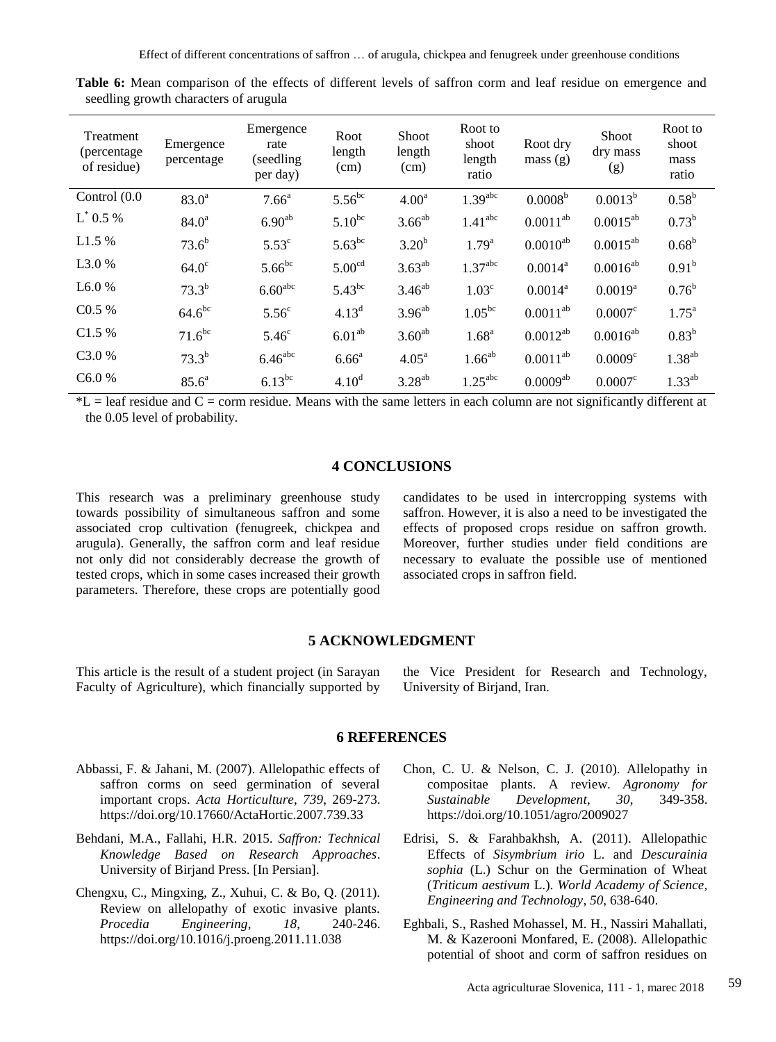**Table 6:** Mean comparison of the effects of different levels of saffron corm and leaf residue on emergence and seedling growth characters of arugula

| Treatment (percentage of residue) | Emergence percentage | Emergence rate (seedling per day) | Root length (cm) | Shoot length (cm) | Root to shoot length ratio | Root dry mass (g) | Shoot dry mass (g) | Root to shoot mass ratio |
|---|---|---|---|---|---|---|---|---|
| Control (0.0 | 83.0[a] | 7.66[a] | 5.56[bc] | 4.00[a] | 1.39[abc] | 0.0008[b] | 0.0013[b] | 0.58[b] |
| L* 0.5 % | 84.0[a] | 6.90[ab] | 5.10[bc] | 3.66[ab] | 1.41[abc] | 0.0011[ab] | 0.0015[ab] | 0.73[b] |
| L1.5 % | 73.6[b] | 5.53[c] | 5.63[bc] | 3.20[b] | 1.79[a] | 0.0010[ab] | 0.0015[ab] | 0.68[b] |
| L3.0 % | 64.0[c] | 5.66[bc] | 5.00[cd] | 3.63[ab] | 1.37[abc] | 0.0014[a] | 0.0016[ab] | 0.91[b] |
| L6.0 % | 73.3[b] | 6.60[abc] | 5.43[bc] | 3.46[ab] | 1.03[c] | 0.0014[a] | 0.0019[a] | 0.76[b] |
| C0.5 % | 64.6[bc] | 5.56[c] | 4.13[d] | 3.96[ab] | 1.05[bc] | 0.0011[ab] | 0.0007[c] | 1.75[a] |
| C1.5 % | 71.6[bc] | 5.46[c] | 6.01[ab] | 3.60[ab] | 1.68[a] | 0.0012[ab] | 0.0016[ab] | 0.83[b] |
| C3.0 % | 73.3[b] | 6.46[abc] | 6.66[a] | 4.05[a] | 1.66[ab] | 0.0011[ab] | 0.0009[c] | 1.38[ab] |
| C6.0 % | 85.6[a] | 6.13[bc] | 4.10[d] | 3.28[ab] | 1.25[abc] | 0.0009[ab] | 0.0007[c] | 1.33[ab] |

*L = leaf residue and C = corm residue. Means with the same letters in each column are not significantly different at the 0.05 level of probability.

## 4 CONCLUSIONS

This research was a preliminary greenhouse study towards possibility of simultaneous saffron and some associated crop cultivation (fenugreek, chickpea and arugula). Generally, the saffron corm and leaf residue not only did not considerably decrease the growth of tested crops, which in some cases increased their growth parameters. Therefore, these crops are potentially good candidates to be used in intercropping systems with saffron. However, it is also a need to be investigated the effects of proposed crops residue on saffron growth. Moreover, further studies under field conditions are necessary to evaluate the possible use of mentioned associated crops in saffron field.

## 5 ACKNOWLEDGMENT

This article is the result of a student project (in Sarayan Faculty of Agriculture), which financially supported by the Vice President for Research and Technology, University of Birjand, Iran.

## 6 REFERENCES

Abbassi, F. & Jahani, M. (2007). Allelopathic effects of saffron corms on seed germination of several important crops. *Acta Horticulture*, *739*, 269-273. https://doi.org/10.17660/ActaHortic.2007.739.33

Behdani, M.A., Fallahi, H.R. 2015. *Saffron: Technical Knowledge Based on Research Approaches*. University of Birjand Press. [In Persian].

Chengxu, C., Mingxing, Z., Xuhui, C. & Bo, Q. (2011). Review on allelopathy of exotic invasive plants. *Procedia Engineering*, *18*, 240-246. https://doi.org/10.1016/j.proeng.2011.11.038

Chon, C. U. & Nelson, C. J. (2010). Allelopathy in compositae plants. A review. *Agronomy for Sustainable Development*, *30*, 349-358. https://doi.org/10.1051/agro/2009027

Edrisi, S. & Farahbakhsh, A. (2011). Allelopathic Effects of *Sisymbrium irio* L. and *Descurainia sophia* (L.) Schur on the Germination of Wheat (*Triticum aestivum* L.). *World Academy of Science, Engineering and Technology*, *50*, 638-640.

Eghbali, S., Rashed Mohassel, M. H., Nassiri Mahallati, M. & Kazerooni Monfared, E. (2008). Allelopathic potential of shoot and corm of saffron residues on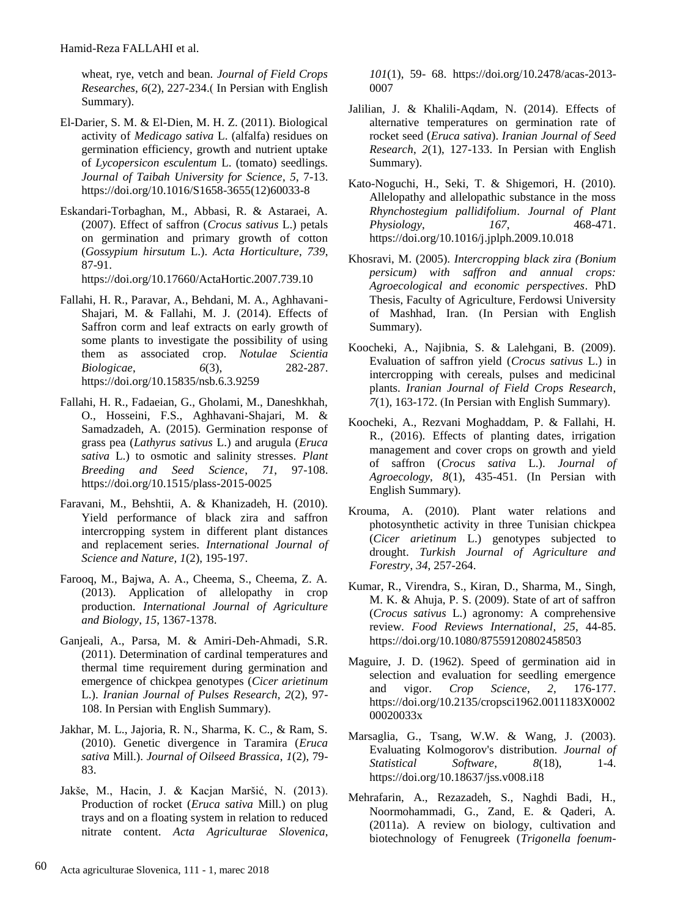wheat, rye, vetch and bean. *Journal of Field Crops Researches*, *6*(2), 227-234.( In Persian with English Summary).

El-Darier, S. M. & El-Dien, M. H. Z. (2011). Biological activity of *Medicago sativa* L. (alfalfa) residues on germination efficiency, growth and nutrient uptake of *Lycopersicon esculentum* L. (tomato) seedlings. *Journal of Taibah University for Science*, *5*, 7-13. https://doi.org/10.1016/S1658-3655(12)60033-8

Eskandari-Torbaghan, M., Abbasi, R. & Astaraei, A. (2007). Effect of saffron (*Crocus sativus* L.) petals on germination and primary growth of cotton (*Gossypium hirsutum* L.). *Acta Horticulture*, *739*, 87-91. https://doi.org/10.17660/ActaHortic.2007.739.10

Fallahi, H. R., Paravar, A., Behdani, M. A., Aghhavani-Shajari, M. & Fallahi, M. J. (2014). Effects of Saffron corm and leaf extracts on early growth of some plants to investigate the possibility of using them as associated crop. *Notulae Scientia Biologicae*, *6*(3), 282-287. https://doi.org/10.15835/nsb.6.3.9259

Fallahi, H. R., Fadaeian, G., Gholami, M., Daneshkhah, O., Hosseini, F.S., Aghhavani-Shajari, M. & Samadzadeh, A. (2015). Germination response of grass pea (*Lathyrus sativus* L.) and arugula (*Eruca sativa* L.) to osmotic and salinity stresses. *Plant Breeding and Seed Science*, *71*, 97-108. https://doi.org/10.1515/plass-2015-0025

Faravani, M., Behshtii, A. & Khanizadeh, H. (2010). Yield performance of black zira and saffron intercropping system in different plant distances and replacement series. *International Journal of Science and Nature, 1*(2), 195-197.

Farooq, M., Bajwa, A. A., Cheema, S., Cheema, Z. A. (2013). Application of allelopathy in crop production. *International Journal of Agriculture and Biology*, *15*, 1367-1378.

Ganjeali, A., Parsa, M. & Amiri-Deh-Ahmadi, S.R. (2011). Determination of cardinal temperatures and thermal time requirement during germination and emergence of chickpea genotypes (*Cicer arietinum* L.). *Iranian Journal of Pulses Research*, *2*(2), 97-108. In Persian with English Summary).

Jakhar, M. L., Jajoria, R. N., Sharma, K. C., & Ram, S. (2010). Genetic divergence in Taramira (*Eruca sativa* Mill.). *Journal of Oilseed Brassica*, *1*(2), 79-83.

Jakše, M., Hacin, J. & Kacjan Maršić, N. (2013). Production of rocket (*Eruca sativa* Mill.) on plug trays and on a floating system in relation to reduced nitrate content. *Acta Agriculturae Slovenica*, *101*(1), 59- 68. https://doi.org/10.2478/acas-2013-0007

Jalilian, J. & Khalili-Aqdam, N. (2014). Effects of alternative temperatures on germination rate of rocket seed (*Eruca sativa*). *Iranian Journal of Seed Research*, *2*(1), 127-133. In Persian with English Summary).

Kato-Noguchi, H., Seki, T. & Shigemori, H. (2010). Allelopathy and allelopathic substance in the moss *Rhynchostegium pallidifolium*. *Journal of Plant Physiology*, *167*, 468-471. https://doi.org/10.1016/j.jplph.2009.10.018

Khosravi, M. (2005). *Intercropping black zira (Bonium persicum) with saffron and annual crops: Agroecological and economic perspectives*. PhD Thesis, Faculty of Agriculture, Ferdowsi University of Mashhad, Iran. (In Persian with English Summary).

Koocheki, A., Najibnia, S. & Lalehgani, B. (2009). Evaluation of saffron yield (*Crocus sativus* L.) in intercropping with cereals, pulses and medicinal plants. *Iranian Journal of Field Crops Research*, *7*(1), 163-172. (In Persian with English Summary).

Koocheki, A., Rezvani Moghaddam, P. & Fallahi, H. R., (2016). Effects of planting dates, irrigation management and cover crops on growth and yield of saffron (*Crocus sativa* L.). *Journal of Agroecology*, *8*(1), 435-451. (In Persian with English Summary).

Krouma, A. (2010). Plant water relations and photosynthetic activity in three Tunisian chickpea (*Cicer arietinum* L.) genotypes subjected to drought. *Turkish Journal of Agriculture and Forestry*, *34*, 257-264.

Kumar, R., Virendra, S., Kiran, D., Sharma, M., Singh, M. K. & Ahuja, P. S. (2009). State of art of saffron (*Crocus sativus* L.) agronomy: A comprehensive review. *Food Reviews International*, *25*, 44-85. https://doi.org/10.1080/87559120802458503

Maguire, J. D. (1962). Speed of germination aid in selection and evaluation for seedling emergence and vigor. *Crop Science*, *2*, 176-177. https://doi.org/10.2135/cropsci1962.0011183X000200020033x

Marsaglia, G., Tsang, W.W. & Wang, J. (2003). Evaluating Kolmogorov's distribution. *Journal of Statistical Software*, *8*(18), 1-4. https://doi.org/10.18637/jss.v008.i18

Mehrafarin, A., Rezazadeh, S., Naghdi Badi, H., Noormohammadi, G., Zand, E. & Qaderi, A. (2011a). A review on biology, cultivation and biotechnology of Fenugreek (*Trigonella foenum-*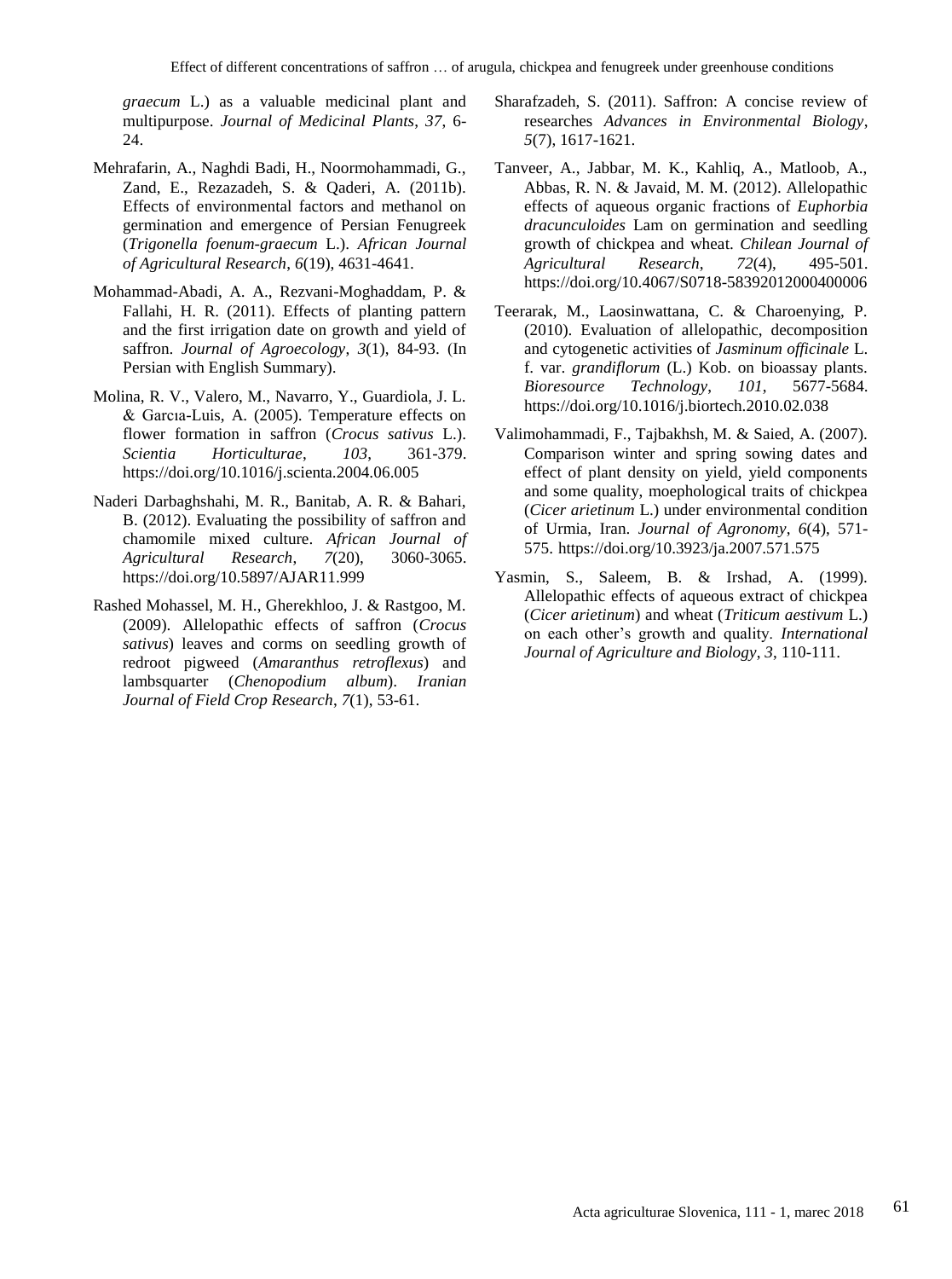*graecum* L.) as a valuable medicinal plant and multipurpose. *Journal of Medicinal Plants*, *37*, 6-24.

Mehrafarin, A., Naghdi Badi, H., Noormohammadi, G., Zand, E., Rezazadeh, S. & Qaderi, A. (2011b). Effects of environmental factors and methanol on germination and emergence of Persian Fenugreek (*Trigonella foenum-graecum* L.). *African Journal of Agricultural Research*, *6*(19), 4631-4641.

Mohammad-Abadi, A. A., Rezvani-Moghaddam, P. & Fallahi, H. R. (2011). Effects of planting pattern and the first irrigation date on growth and yield of saffron. *Journal of Agroecology*, *3*(1), 84-93. (In Persian with English Summary).

Molina, R. V., Valero, M., Navarro, Y., Guardiola, J. L. & Garcıa-Luis, A. (2005). Temperature effects on flower formation in saffron (*Crocus sativus* L.). *Scientia Horticulturae*, *103*, 361-379. https://doi.org/10.1016/j.scienta.2004.06.005

Naderi Darbaghshahi, M. R., Banitab, A. R. & Bahari, B. (2012). Evaluating the possibility of saffron and chamomile mixed culture. *African Journal of Agricultural Research*, *7*(20), 3060-3065. https://doi.org/10.5897/AJAR11.999

Rashed Mohassel, M. H., Gherekhloo, J. & Rastgoo, M. (2009). Allelopathic effects of saffron (*Crocus sativus*) leaves and corms on seedling growth of redroot pigweed (*Amaranthus retroflexus*) and lambsquarter (*Chenopodium album*). *Iranian Journal of Field Crop Research*, *7*(1), 53-61.

Sharafzadeh, S. (2011). Saffron: A concise review of researches *Advances in Environmental Biology*, *5*(7), 1617-1621.

Tanveer, A., Jabbar, M. K., Kahliq, A., Matloob, A., Abbas, R. N. & Javaid, M. M. (2012). Allelopathic effects of aqueous organic fractions of *Euphorbia dracunculoides* Lam on germination and seedling growth of chickpea and wheat. *Chilean Journal of Agricultural Research*, *72*(4), 495-501. https://doi.org/10.4067/S0718-58392012000400006

Teerarak, M., Laosinwattana, C. & Charoenying, P. (2010). Evaluation of allelopathic, decomposition and cytogenetic activities of *Jasminum officinale* L. f. var. *grandiflorum* (L.) Kob. on bioassay plants. *Bioresource Technology*, *101*, 5677-5684. https://doi.org/10.1016/j.biortech.2010.02.038

Valimohammadi, F., Tajbakhsh, M. & Saied, A. (2007). Comparison winter and spring sowing dates and effect of plant density on yield, yield components and some quality, moephological traits of chickpea (*Cicer arietinum* L.) under environmental condition of Urmia, Iran. *Journal of Agronomy*, *6*(4), 571-575. https://doi.org/10.3923/ja.2007.571.575

Yasmin, S., Saleem, B. & Irshad, A. (1999). Allelopathic effects of aqueous extract of chickpea (*Cicer arietinum*) and wheat (*Triticum aestivum* L.) on each other's growth and quality. *International Journal of Agriculture and Biology*, *3*, 110-111.